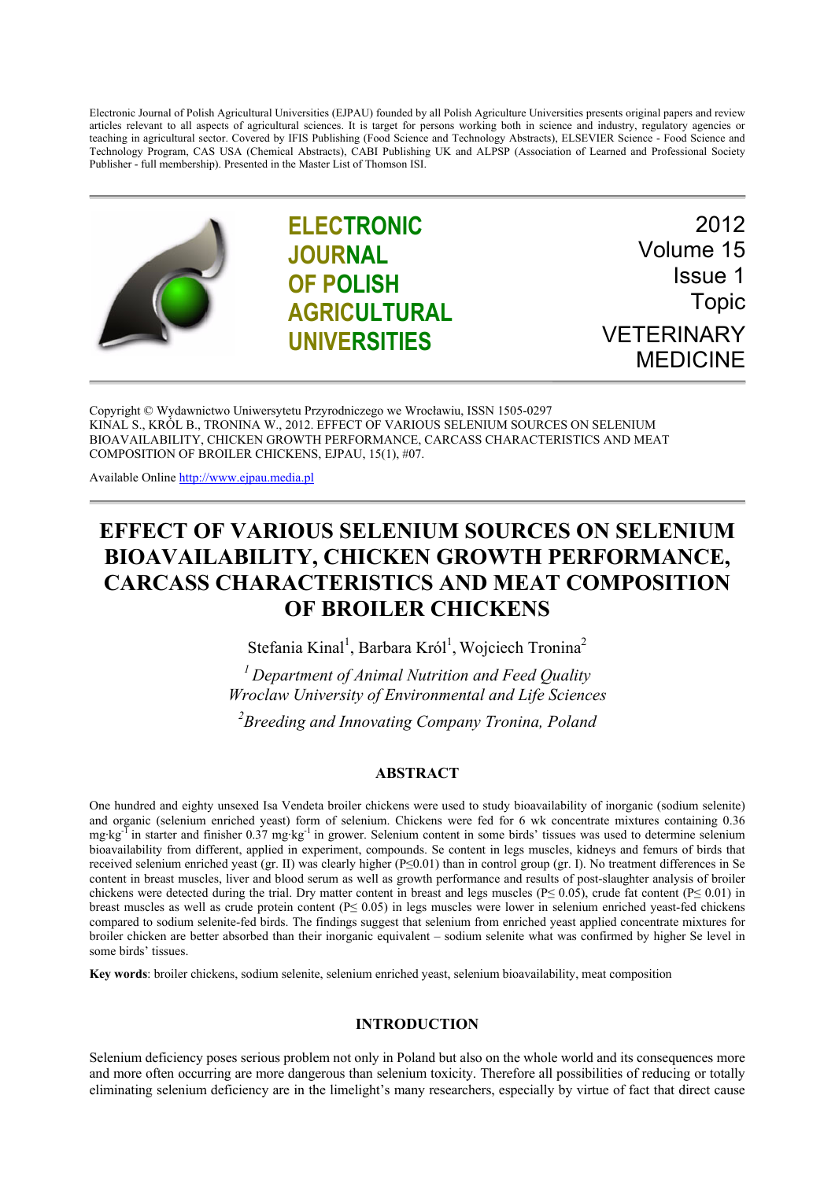Electronic Journal of Polish Agricultural Universities (EJPAU) founded by all Polish Agriculture Universities presents original papers and review articles relevant to all aspects of agricultural sciences. It is target for persons working both in science and industry, regulatory agencies or teaching in agricultural sector. Covered by IFIS Publishing (Food Science and Technology Abstracts), ELSEVIER Science - Food Science and Technology Program, CAS USA (Chemical Abstracts), CABI Publishing UK and ALPSP (Association of Learned and Professional Society Publisher - full membership). Presented in the Master List of Thomson ISI.

**ELECTRONIC JOURNAL OF POLISH AGRICULTURAL UNIVERSITIES**

2012
Volume 15
Issue 1
Topic
VETERINARY MEDICINE

Copyright © Wydawnictwo Uniwersytetu Przyrodniczego we Wrocławiu, ISSN 1505-0297
KINAL S., KRÓL B., TRONINA W., 2012. EFFECT OF VARIOUS SELENIUM SOURCES ON SELENIUM BIOAVAILABILITY, CHICKEN GROWTH PERFORMANCE, CARCASS CHARACTERISTICS AND MEAT COMPOSITION OF BROILER CHICKENS, EJPAU, 15(1), #07.

Available Online http://www.ejpau.media.pl

# EFFECT OF VARIOUS SELENIUM SOURCES ON SELENIUM BIOAVAILABILITY, CHICKEN GROWTH PERFORMANCE, CARCASS CHARACTERISTICS AND MEAT COMPOSITION OF BROILER CHICKENS

Stefania Kinal[1], Barbara Król[1], Wojciech Tronina[2]

[1] *Department of Animal Nutrition and Feed Quality*
*Wroclaw University of Environmental and Life Sciences*

[2] *Breeding and Innovating Company Tronina, Poland*

## ABSTRACT

One hundred and eighty unsexed Isa Vendeta broiler chickens were used to study bioavailability of inorganic (sodium selenite) and organic (selenium enriched yeast) form of selenium. Chickens were fed for 6 wk concentrate mixtures containing 0.36 $mg \cdot kg^{-1}$ in starter and finisher 0.37 $mg \cdot kg^{-1}$ in grower. Selenium content in some birds' tissues was used to determine selenium bioavailability from different, applied in experiment, compounds. Se content in legs muscles, kidneys and femurs of birds that received selenium enriched yeast (gr. II) was clearly higher ($P \leq 0.01$) than in control group (gr. I). No treatment differences in Se content in breast muscles, liver and blood serum as well as growth performance and results of post-slaughter analysis of broiler chickens were detected during the trial. Dry matter content in breast and legs muscles ($P \leq 0.05$), crude fat content ($P \leq 0.01$) in breast muscles as well as crude protein content ($P \leq 0.05$) in legs muscles were lower in selenium enriched yeast-fed chickens compared to sodium selenite-fed birds. The findings suggest that selenium from enriched yeast applied concentrate mixtures for broiler chicken are better absorbed than their inorganic equivalent – sodium selenite what was confirmed by higher Se level in some birds' tissues.

**Key words**: broiler chickens, sodium selenite, selenium enriched yeast, selenium bioavailability, meat composition

## INTRODUCTION

Selenium deficiency poses serious problem not only in Poland but also on the whole world and its consequences more and more often occurring are more dangerous than selenium toxicity. Therefore all possibilities of reducing or totally eliminating selenium deficiency are in the limelight's many researchers, especially by virtue of fact that direct cause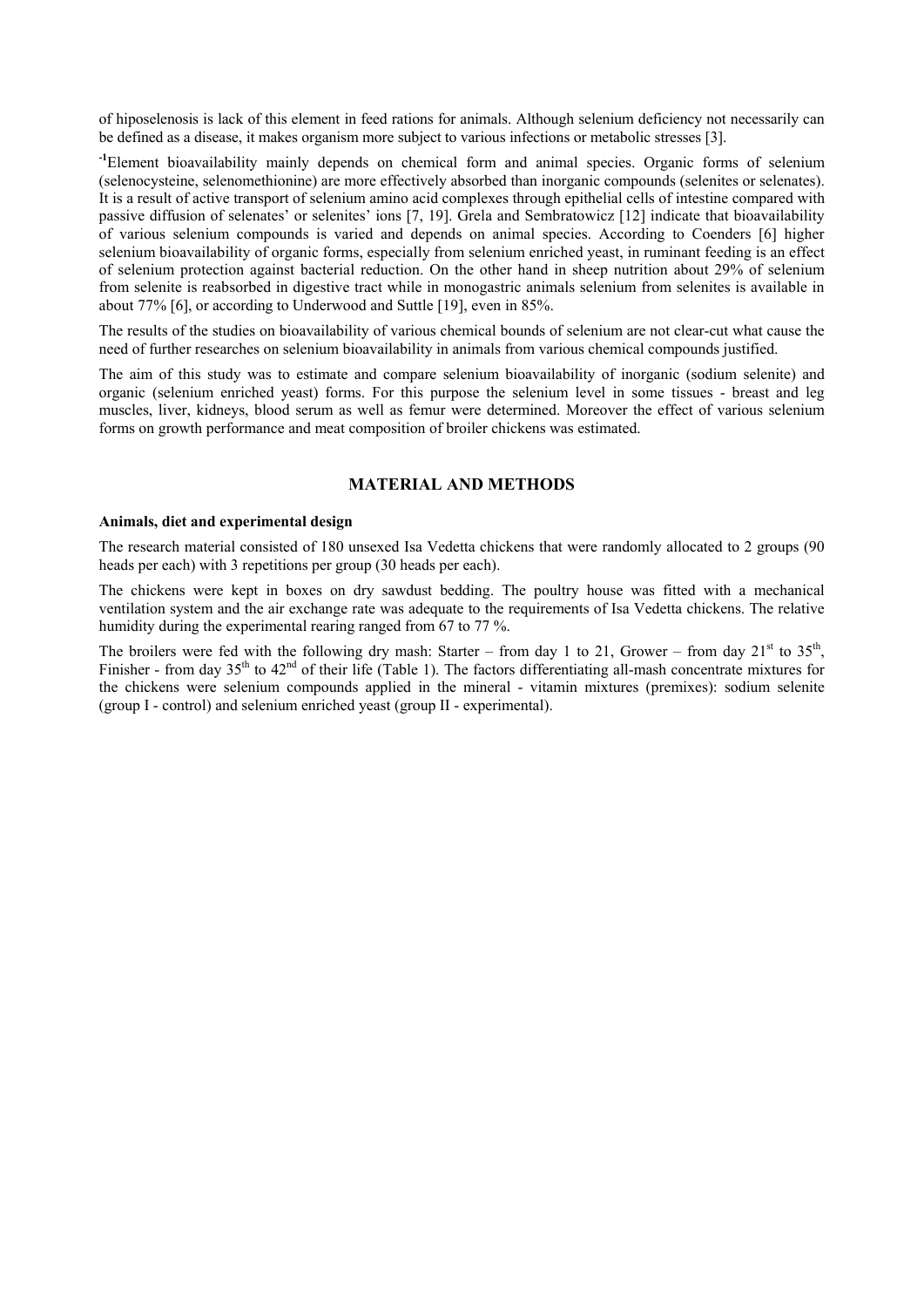of hiposelenosis is lack of this element in feed rations for animals. Although selenium deficiency not necessarily can be defined as a disease, it makes organism more subject to various infections or metabolic stresses [3].

[-1]Element bioavailability mainly depends on chemical form and animal species. Organic forms of selenium (selenocysteine, selenomethionine) are more effectively absorbed than inorganic compounds (selenites or selenates). It is a result of active transport of selenium amino acid complexes through epithelial cells of intestine compared with passive diffusion of selenates' or selenites' ions [7, 19]. Grela and Sembratowicz [12] indicate that bioavailability of various selenium compounds is varied and depends on animal species. According to Coenders [6] higher selenium bioavailability of organic forms, especially from selenium enriched yeast, in ruminant feeding is an effect of selenium protection against bacterial reduction. On the other hand in sheep nutrition about 29% of selenium from selenite is reabsorbed in digestive tract while in monogastric animals selenium from selenites is available in about 77% [6], or according to Underwood and Suttle [19], even in 85%.

The results of the studies on bioavailability of various chemical bounds of selenium are not clear-cut what cause the need of further researches on selenium bioavailability in animals from various chemical compounds justified.

The aim of this study was to estimate and compare selenium bioavailability of inorganic (sodium selenite) and organic (selenium enriched yeast) forms. For this purpose the selenium level in some tissues - breast and leg muscles, liver, kidneys, blood serum as well as femur were determined. Moreover the effect of various selenium forms on growth performance and meat composition of broiler chickens was estimated.

## MATERIAL AND METHODS

### Animals, diet and experimental design

The research material consisted of 180 unsexed Isa Vedetta chickens that were randomly allocated to 2 groups (90 heads per each) with 3 repetitions per group (30 heads per each).

The chickens were kept in boxes on dry sawdust bedding. The poultry house was fitted with a mechanical ventilation system and the air exchange rate was adequate to the requirements of Isa Vedetta chickens. The relative humidity during the experimental rearing ranged from 67 to 77 %.

The broilers were fed with the following dry mash: Starter – from day 1 to 21, Grower – from day $21^{st}$ to $35^{th}$, Finisher - from day $35^{th}$ to $42^{nd}$ of their life (Table 1). The factors differentiating all-mash concentrate mixtures for the chickens were selenium compounds applied in the mineral - vitamin mixtures (premixes): sodium selenite (group I - control) and selenium enriched yeast (group II - experimental).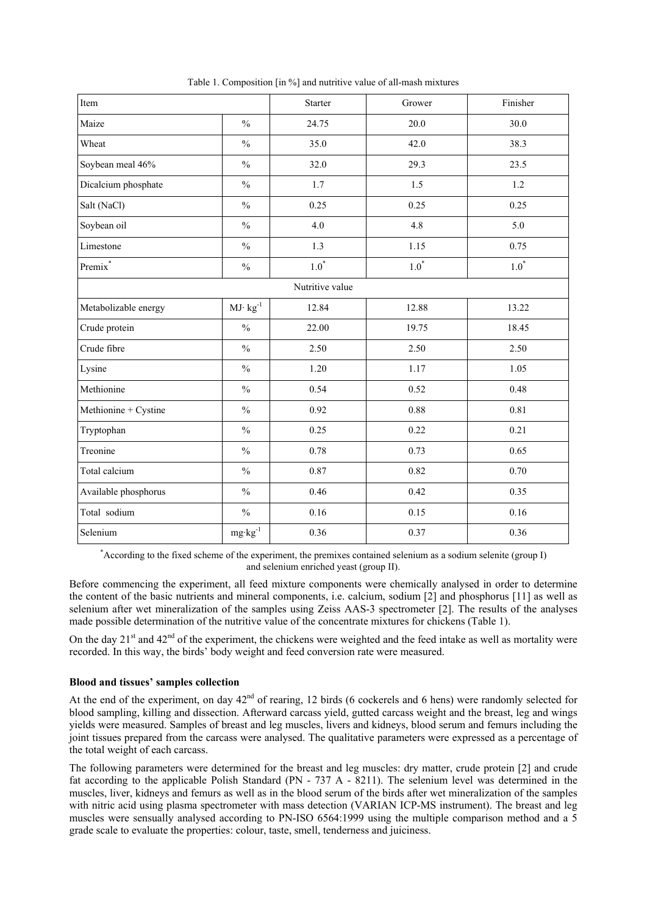Table 1. Composition [in %] and nutritive value of all-mash mixtures

| Item | | Starter | Grower | Finisher |
|---|---|---|---|---|
| Maize | % | 24.75 | 20.0 | 30.0 |
| Wheat | % | 35.0 | 42.0 | 38.3 |
| Soybean meal 46% | % | 32.0 | 29.3 | 23.5 |
| Dicalcium phosphate | % | 1.7 | 1.5 | 1.2 |
| Salt (NaCl) | % | 0.25 | 0.25 | 0.25 |
| Soybean oil | % | 4.0 | 4.8 | 5.0 |
| Limestone | % | 1.3 | 1.15 | 0.75 |
| Premix* | % | 1.0* | 1.0* | 1.0* |
| Nutritive value | | | | |
| Metabolizable energy | $MJ\cdot kg^{-1}$ | 12.84 | 12.88 | 13.22 |
| Crude protein | % | 22.00 | 19.75 | 18.45 |
| Crude fibre | % | 2.50 | 2.50 | 2.50 |
| Lysine | % | 1.20 | 1.17 | 1.05 |
| Methionine | % | 0.54 | 0.52 | 0.48 |
| Methionine + Cystine | % | 0.92 | 0.88 | 0.81 |
| Tryptophan | % | 0.25 | 0.22 | 0.21 |
| Treonine | % | 0.78 | 0.73 | 0.65 |
| Total calcium | % | 0.87 | 0.82 | 0.70 |
| Available phosphorus | % | 0.46 | 0.42 | 0.35 |
| Total sodium | % | 0.16 | 0.15 | 0.16 |
| Selenium | $mg\cdot kg^{-1}$ | 0.36 | 0.37 | 0.36 |

*According to the fixed scheme of the experiment, the premixes contained selenium as a sodium selenite (group I) and selenium enriched yeast (group II).

Before commencing the experiment, all feed mixture components were chemically analysed in order to determine the content of the basic nutrients and mineral components, i.e. calcium, sodium [2] and phosphorus [11] as well as selenium after wet mineralization of the samples using Zeiss AAS-3 spectrometer [2]. The results of the analyses made possible determination of the nutritive value of the concentrate mixtures for chickens (Table 1).

On the day 21st and 42nd of the experiment, the chickens were weighted and the feed intake as well as mortality were recorded. In this way, the birds' body weight and feed conversion rate were measured.

**Blood and tissues' samples collection**

At the end of the experiment, on day 42nd of rearing, 12 birds (6 cockerels and 6 hens) were randomly selected for blood sampling, killing and dissection. Afterward carcass yield, gutted carcass weight and the breast, leg and wings yields were measured. Samples of breast and leg muscles, livers and kidneys, blood serum and femurs including the joint tissues prepared from the carcass were analysed. The qualitative parameters were expressed as a percentage of the total weight of each carcass.

The following parameters were determined for the breast and leg muscles: dry matter, crude protein [2] and crude fat according to the applicable Polish Standard (PN - 737 A - 8211). The selenium level was determined in the muscles, liver, kidneys and femurs as well as in the blood serum of the birds after wet mineralization of the samples with nitric acid using plasma spectrometer with mass detection (VARIAN ICP-MS instrument). The breast and leg muscles were sensually analysed according to PN-ISO 6564:1999 using the multiple comparison method and a 5 grade scale to evaluate the properties: colour, taste, smell, tenderness and juiciness.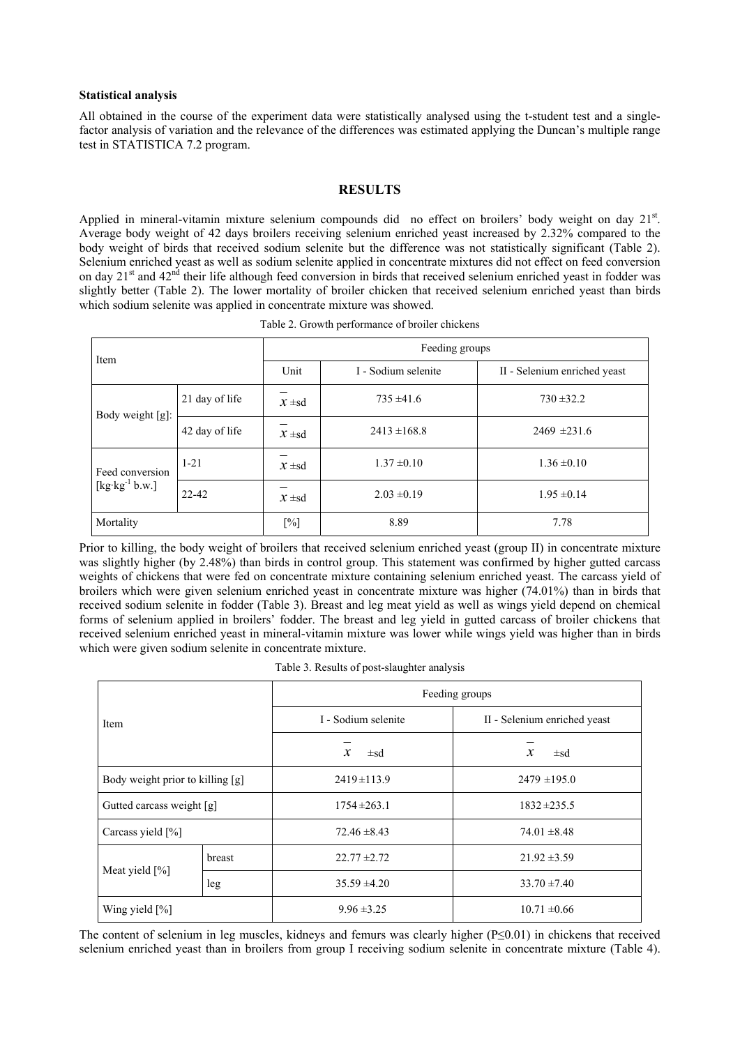### Statistical analysis

All obtained in the course of the experiment data were statistically analysed using the t-student test and a single-factor analysis of variation and the relevance of the differences was estimated applying the Duncan's multiple range test in STATISTICA 7.2 program.

## RESULTS

Applied in mineral-vitamin mixture selenium compounds did no effect on broilers' body weight on day 21st. Average body weight of 42 days broilers receiving selenium enriched yeast increased by 2.32% compared to the body weight of birds that received sodium selenite but the difference was not statistically significant (Table 2). Selenium enriched yeast as well as sodium selenite applied in concentrate mixtures did not effect on feed conversion on day 21st and 42nd their life although feed conversion in birds that received selenium enriched yeast in fodder was slightly better (Table 2). The lower mortality of broiler chicken that received selenium enriched yeast than birds which sodium selenite was applied in concentrate mixture was showed.

Table 2. Growth performance of broiler chickens

| Item | | Feeding groups | | |
|---|---|---|---|---|
| | | Unit | I - Sodium selenite | II - Selenium enriched yeast |
| Body weight [g]: | 21 day of life | $\bar{x}$ ±sd | 735 ±41.6 | 730 ±32.2 |
| | 42 day of life | $\bar{x}$ ±sd | 2413 ±168.8 | 2469 ±231.6 |
| Feed conversion [$kg \cdot kg^{-1}$ b.w.] | 1-21 | $\bar{x}$ ±sd | 1.37 ±0.10 | 1.36 ±0.10 |
| | 22-42 | $\bar{x}$ ±sd | 2.03 ±0.19 | 1.95 ±0.14 |
| Mortality | | [%] | 8.89 | 7.78 |

Prior to killing, the body weight of broilers that received selenium enriched yeast (group II) in concentrate mixture was slightly higher (by 2.48%) than birds in control group. This statement was confirmed by higher gutted carcass weights of chickens that were fed on concentrate mixture containing selenium enriched yeast. The carcass yield of broilers which were given selenium enriched yeast in concentrate mixture was higher (74.01%) than in birds that received sodium selenite in fodder (Table 3). Breast and leg meat yield as well as wings yield depend on chemical forms of selenium applied in broilers' fodder. The breast and leg yield in gutted carcass of broiler chickens that received selenium enriched yeast in mineral-vitamin mixture was lower while wings yield was higher than in birds which were given sodium selenite in concentrate mixture.

Table 3. Results of post-slaughter analysis

| Item | | Feeding groups | |
|---|---|---|---|
| | | I - Sodium selenite | II - Selenium enriched yeast |
| | | $\bar{x}$ ±sd | $\bar{x}$ ±sd |
| Body weight prior to killing [g] | | 2419 ±113.9 | 2479 ±195.0 |
| Gutted carcass weight [g] | | 1754 ±263.1 | 1832 ±235.5 |
| Carcass yield [%] | | 72.46 ±8.43 | 74.01 ±8.48 |
| Meat yield [%] | breast | 22.77 ±2.72 | 21.92 ±3.59 |
| | leg | 35.59 ±4.20 | 33.70 ±7.40 |
| Wing yield [%] | | 9.96 ±3.25 | 10.71 ±0.66 |

The content of selenium in leg muscles, kidneys and femurs was clearly higher ($P \leq 0.01$) in chickens that received selenium enriched yeast than in broilers from group I receiving sodium selenite in concentrate mixture (Table 4).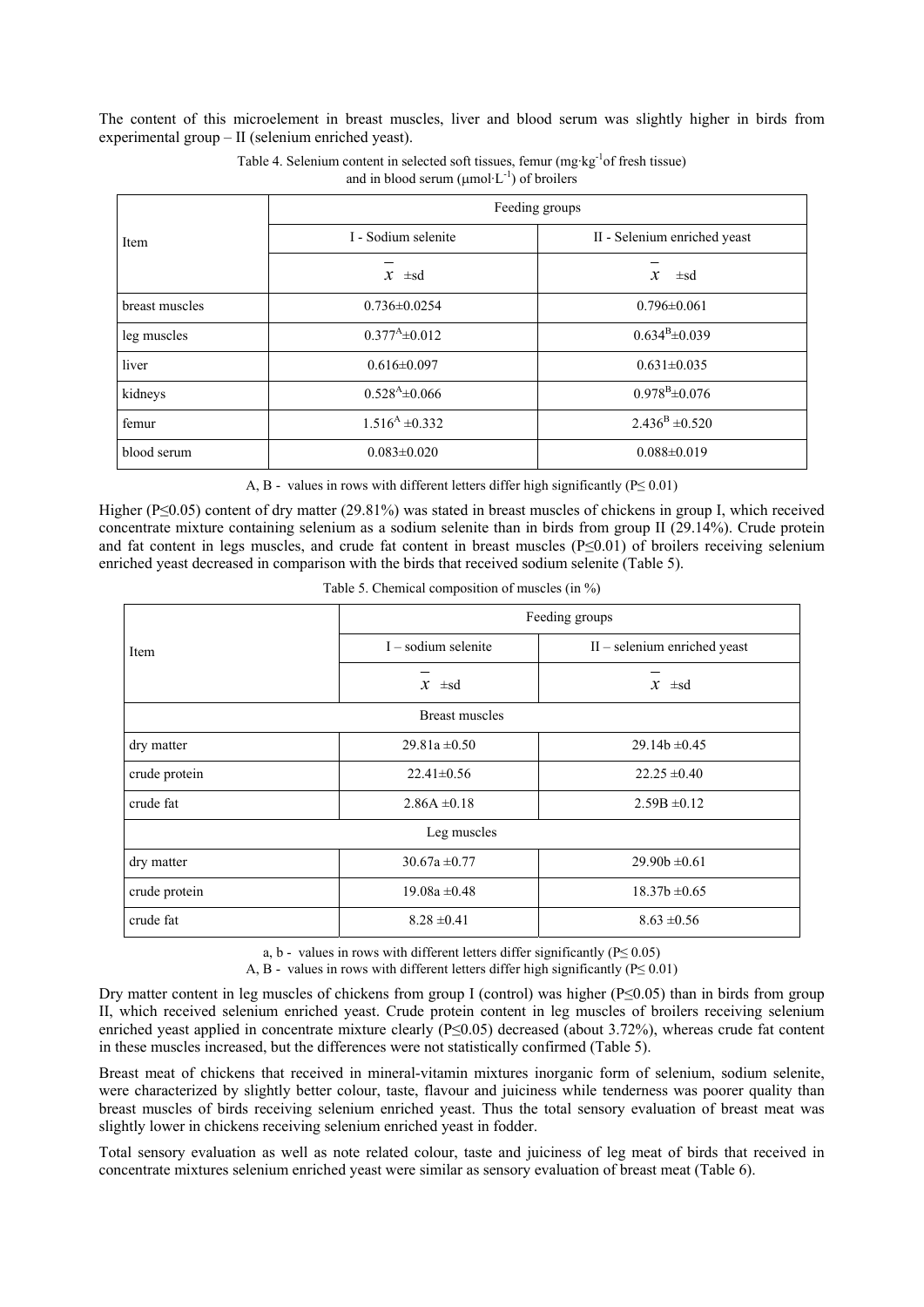The content of this microelement in breast muscles, liver and blood serum was slightly higher in birds from experimental group – II (selenium enriched yeast).

Table 4. Selenium content in selected soft tissues, femur ($mg \cdot kg^{-1}$ of fresh tissue) and in blood serum ($\mu mol \cdot L^{-1}$) of broilers

| Item | Feeding groups | |
|---|---|---|
| | I - Sodium selenite | II - Selenium enriched yeast |
| | $\bar{x}$ ±sd | $\bar{x}$ ±sd |
| breast muscles | 0.736±0.0254 | 0.796±0.061 |
| leg muscles | $0.377^{A}$±0.012 | $0.634^{B}$±0.039 |
| liver | 0.616±0.097 | 0.631±0.035 |
| kidneys | $0.528^{A}$±0.066 | $0.978^{B}$±0.076 |
| femur | $1.516^{A}$ ±0.332 | $2.436^{B}$ ±0.520 |
| blood serum | 0.083±0.020 | 0.088±0.019 |

A, B - values in rows with different letters differ high significantly ($P \leq 0.01$)

Higher ($P \leq 0.05$) content of dry matter (29.81%) was stated in breast muscles of chickens in group I, which received concentrate mixture containing selenium as a sodium selenite than in birds from group II (29.14%). Crude protein and fat content in legs muscles, and crude fat content in breast muscles ($P \leq 0.01$) of broilers receiving selenium enriched yeast decreased in comparison with the birds that received sodium selenite (Table 5).

Table 5. Chemical composition of muscles (in %)

| Item | Feeding groups | |
|---|---|---|
| | I – sodium selenite | II – selenium enriched yeast |
| | $\bar{x}$ ±sd | $\bar{x}$ ±sd |
| Breast muscles | | |
| dry matter | 29.81a ±0.50 | 29.14b ±0.45 |
| crude protein | 22.41±0.56 | 22.25 ±0.40 |
| crude fat | 2.86A ±0.18 | 2.59B ±0.12 |
| Leg muscles | | |
| dry matter | 30.67a ±0.77 | 29.90b ±0.61 |
| crude protein | 19.08a ±0.48 | 18.37b ±0.65 |
| crude fat | 8.28 ±0.41 | 8.63 ±0.56 |

a, b - values in rows with different letters differ significantly ($P \leq 0.05$)
A, B - values in rows with different letters differ high significantly ($P \leq 0.01$)

Dry matter content in leg muscles of chickens from group I (control) was higher ($P \leq 0.05$) than in birds from group II, which received selenium enriched yeast. Crude protein content in leg muscles of broilers receiving selenium enriched yeast applied in concentrate mixture clearly ($P \leq 0.05$) decreased (about 3.72%), whereas crude fat content in these muscles increased, but the differences were not statistically confirmed (Table 5).

Breast meat of chickens that received in mineral-vitamin mixtures inorganic form of selenium, sodium selenite, were characterized by slightly better colour, taste, flavour and juiciness while tenderness was poorer quality than breast muscles of birds receiving selenium enriched yeast. Thus the total sensory evaluation of breast meat was slightly lower in chickens receiving selenium enriched yeast in fodder.

Total sensory evaluation as well as note related colour, taste and juiciness of leg meat of birds that received in concentrate mixtures selenium enriched yeast were similar as sensory evaluation of breast meat (Table 6).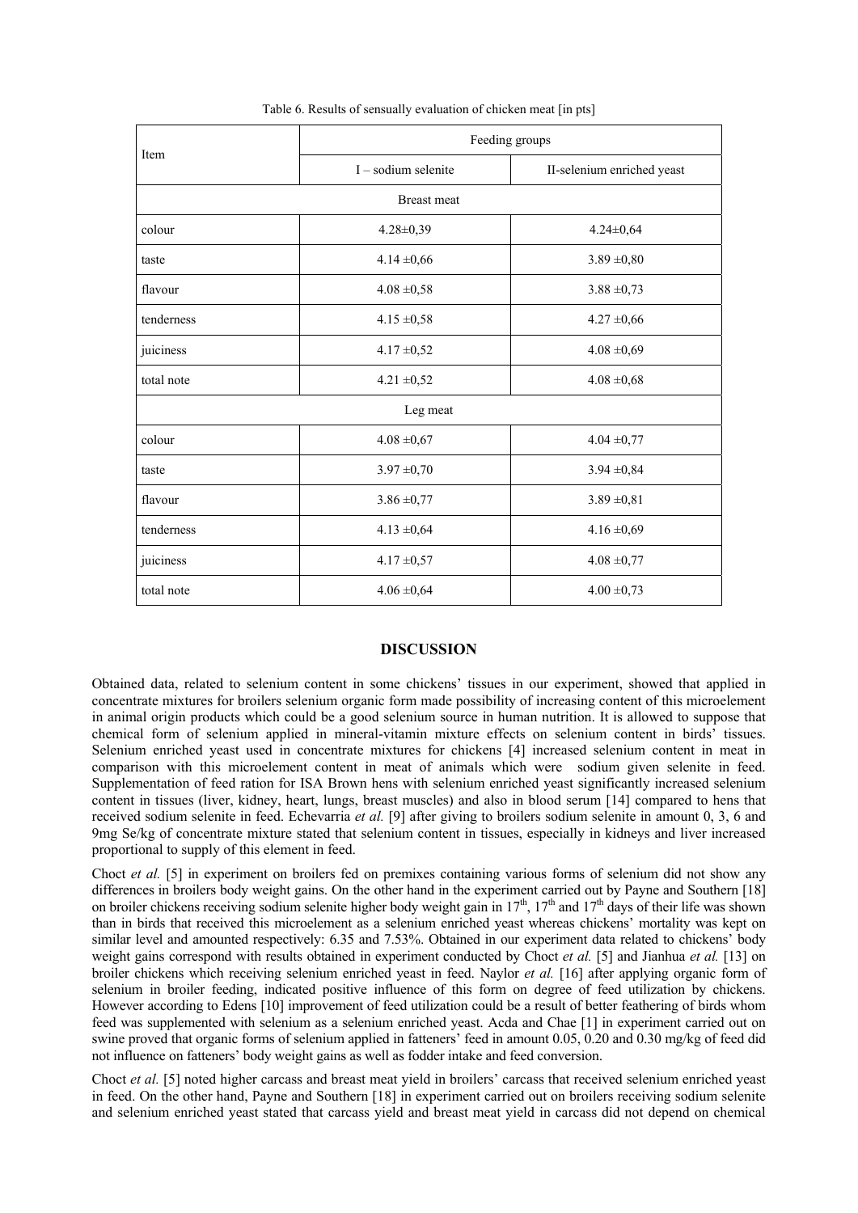Table 6. Results of sensually evaluation of chicken meat [in pts]

| Item | Feeding groups | |
|---|---|---|
| | I – sodium selenite | II-selenium enriched yeast |
| Breast meat | | |
| colour | 4.28±0,39 | 4.24±0,64 |
| taste | 4.14 ±0,66 | 3.89 ±0,80 |
| flavour | 4.08 ±0,58 | 3.88 ±0,73 |
| tenderness | 4.15 ±0,58 | 4.27 ±0,66 |
| juiciness | 4.17 ±0,52 | 4.08 ±0,69 |
| total note | 4.21 ±0,52 | 4.08 ±0,68 |
| Leg meat | | |
| colour | 4.08 ±0,67 | 4.04 ±0,77 |
| taste | 3.97 ±0,70 | 3.94 ±0,84 |
| flavour | 3.86 ±0,77 | 3.89 ±0,81 |
| tenderness | 4.13 ±0,64 | 4.16 ±0,69 |
| juiciness | 4.17 ±0,57 | 4.08 ±0,77 |
| total note | 4.06 ±0,64 | 4.00 ±0,73 |

## DISCUSSION

Obtained data, related to selenium content in some chickens' tissues in our experiment, showed that applied in concentrate mixtures for broilers selenium organic form made possibility of increasing content of this microelement in animal origin products which could be a good selenium source in human nutrition. It is allowed to suppose that chemical form of selenium applied in mineral-vitamin mixture effects on selenium content in birds' tissues. Selenium enriched yeast used in concentrate mixtures for chickens [4] increased selenium content in meat in comparison with this microelement content in meat of animals which were sodium given selenite in feed. Supplementation of feed ration for ISA Brown hens with selenium enriched yeast significantly increased selenium content in tissues (liver, kidney, heart, lungs, breast muscles) and also in blood serum [14] compared to hens that received sodium selenite in feed. Echevarria *et al.* [9] after giving to broilers sodium selenite in amount 0, 3, 6 and 9mg Se/kg of concentrate mixture stated that selenium content in tissues, especially in kidneys and liver increased proportional to supply of this element in feed.

Choct *et al.* [5] in experiment on broilers fed on premixes containing various forms of selenium did not show any differences in broilers body weight gains. On the other hand in the experiment carried out by Payne and Southern [18] on broiler chickens receiving sodium selenite higher body weight gain in 17th, 17th and 17th days of their life was shown than in birds that received this microelement as a selenium enriched yeast whereas chickens' mortality was kept on similar level and amounted respectively: 6.35 and 7.53%. Obtained in our experiment data related to chickens' body weight gains correspond with results obtained in experiment conducted by Choct *et al.* [5] and Jianhua *et al.* [13] on broiler chickens which receiving selenium enriched yeast in feed. Naylor *et al.* [16] after applying organic form of selenium in broiler feeding, indicated positive influence of this form on degree of feed utilization by chickens. However according to Edens [10] improvement of feed utilization could be a result of better feathering of birds whom feed was supplemented with selenium as a selenium enriched yeast. Acda and Chae [1] in experiment carried out on swine proved that organic forms of selenium applied in fatteners' feed in amount 0.05, 0.20 and 0.30 mg/kg of feed did not influence on fatteners' body weight gains as well as fodder intake and feed conversion.

Choct *et al.* [5] noted higher carcass and breast meat yield in broilers' carcass that received selenium enriched yeast in feed. On the other hand, Payne and Southern [18] in experiment carried out on broilers receiving sodium selenite and selenium enriched yeast stated that carcass yield and breast meat yield in carcass did not depend on chemical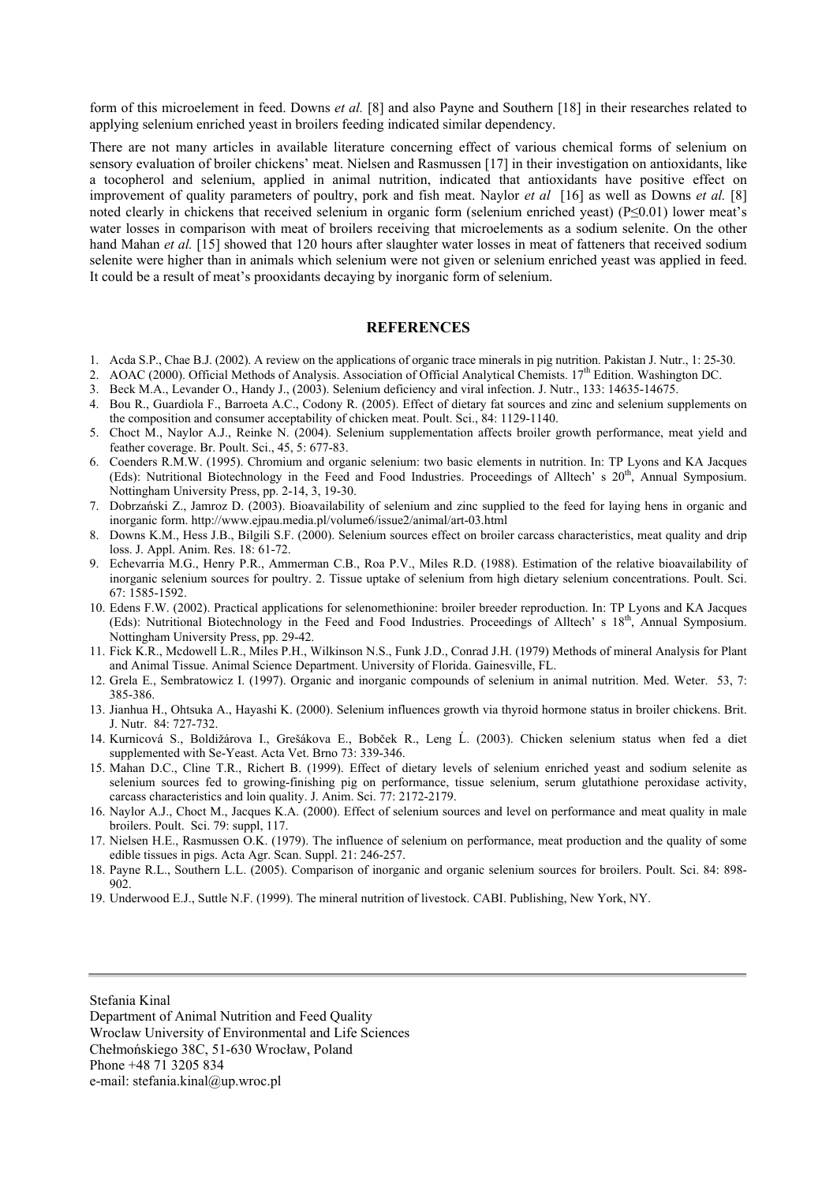form of this microelement in feed. Downs *et al.* [8] and also Payne and Southern [18] in their researches related to applying selenium enriched yeast in broilers feeding indicated similar dependency.

There are not many articles in available literature concerning effect of various chemical forms of selenium on sensory evaluation of broiler chickens' meat. Nielsen and Rasmussen [17] in their investigation on antioxidants, like a tocopherol and selenium, applied in animal nutrition, indicated that antioxidants have positive effect on improvement of quality parameters of poultry, pork and fish meat. Naylor *et al* [16] as well as Downs *et al.* [8] noted clearly in chickens that received selenium in organic form (selenium enriched yeast) ($P \leq 0.01$) lower meat's water losses in comparison with meat of broilers receiving that microelements as a sodium selenite. On the other hand Mahan *et al.* [15] showed that 120 hours after slaughter water losses in meat of fatteners that received sodium selenite were higher than in animals which selenium were not given or selenium enriched yeast was applied in feed. It could be a result of meat's prooxidants decaying by inorganic form of selenium.

## REFERENCES

1. Acda S.P., Chae B.J. (2002). A review on the applications of organic trace minerals in pig nutrition. Pakistan J. Nutr., 1: 25-30.
2. AOAC (2000). Official Methods of Analysis. Association of Official Analytical Chemists. 17th Edition. Washington DC.
3. Beck M.A., Levander O., Handy J., (2003). Selenium deficiency and viral infection. J. Nutr., 133: 14635-14675.
4. Bou R., Guardiola F., Barroeta A.C., Codony R. (2005). Effect of dietary fat sources and zinc and selenium supplements on the composition and consumer acceptability of chicken meat. Poult. Sci., 84: 1129-1140.
5. Choct M., Naylor A.J., Reinke N. (2004). Selenium supplementation affects broiler growth performance, meat yield and feather coverage. Br. Poult. Sci., 45, 5: 677-83.
6. Coenders R.M.W. (1995). Chromium and organic selenium: two basic elements in nutrition. In: TP Lyons and KA Jacques (Eds): Nutritional Biotechnology in the Feed and Food Industries. Proceedings of Alltech' s 20th, Annual Symposium. Nottingham University Press, pp. 2-14, 3, 19-30.
7. Dobrzański Z., Jamroz D. (2003). Bioavailability of selenium and zinc supplied to the feed for laying hens in organic and inorganic form. http://www.ejpau.media.pl/volume6/issue2/animal/art-03.html
8. Downs K.M., Hess J.B., Bilgili S.F. (2000). Selenium sources effect on broiler carcass characteristics, meat quality and drip loss. J. Appl. Anim. Res. 18: 61-72.
9. Echevarria M.G., Henry P.R., Ammerman C.B., Roa P.V., Miles R.D. (1988). Estimation of the relative bioavailability of inorganic selenium sources for poultry. 2. Tissue uptake of selenium from high dietary selenium concentrations. Poult. Sci. 67: 1585-1592.
10. Edens F.W. (2002). Practical applications for selenomethionine: broiler breeder reproduction. In: TP Lyons and KA Jacques (Eds): Nutritional Biotechnology in the Feed and Food Industries. Proceedings of Alltech' s 18th, Annual Symposium. Nottingham University Press, pp. 29-42.
11. Fick K.R., Mcdowell L.R., Miles P.H., Wilkinson N.S., Funk J.D., Conrad J.H. (1979) Methods of mineral Analysis for Plant and Animal Tissue. Animal Science Department. University of Florida. Gainesville, FL.
12. Grela E., Sembratowicz I. (1997). Organic and inorganic compounds of selenium in animal nutrition. Med. Weter. 53, 7: 385-386.
13. Jianhua H., Ohtsuka A., Hayashi K. (2000). Selenium influences growth via thyroid hormone status in broiler chickens. Brit. J. Nutr. 84: 727-732.
14. Kurnicová S., Boldižárova I., Grešákova E., Bobček R., Leng Ĺ. (2003). Chicken selenium status when fed a diet supplemented with Se-Yeast. Acta Vet. Brno 73: 339-346.
15. Mahan D.C., Cline T.R., Richert B. (1999). Effect of dietary levels of selenium enriched yeast and sodium selenite as selenium sources fed to growing-finishing pig on performance, tissue selenium, serum glutathione peroxidase activity, carcass characteristics and loin quality. J. Anim. Sci. 77: 2172-2179.
16. Naylor A.J., Choct M., Jacques K.A. (2000). Effect of selenium sources and level on performance and meat quality in male broilers. Poult. Sci. 79: suppl, 117.
17. Nielsen H.E., Rasmussen O.K. (1979). The influence of selenium on performance, meat production and the quality of some edible tissues in pigs. Acta Agr. Scan. Suppl. 21: 246-257.
18. Payne R.L., Southern L.L. (2005). Comparison of inorganic and organic selenium sources for broilers. Poult. Sci. 84: 898-902.
19. Underwood E.J., Suttle N.F. (1999). The mineral nutrition of livestock. CABI. Publishing, New York, NY.

---

Stefania Kinal
Department of Animal Nutrition and Feed Quality
Wroclaw University of Environmental and Life Sciences
Chełmońskiego 38C, 51-630 Wrocław, Poland
Phone +48 71 3205 834
e-mail: stefania.kinal@up.wroc.pl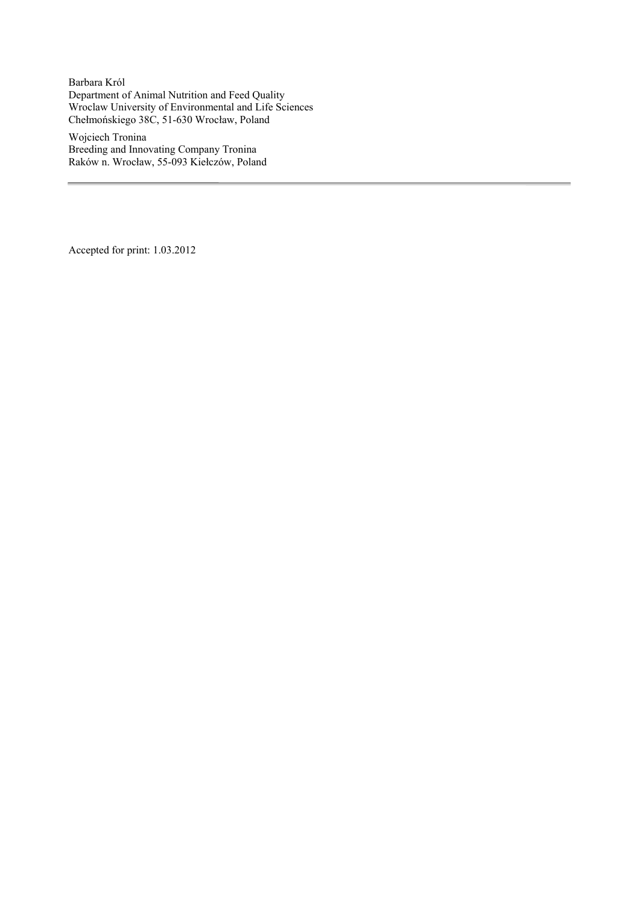Barbara Król  
Department of Animal Nutrition and Feed Quality  
Wroclaw University of Environmental and Life Sciences  
Chełmońskiego 38C, 51-630 Wrocław, Poland

Wojciech Tronina  
Breeding and Innovating Company Tronina  
Raków n. Wrocław, 55-093 Kiełczów, Poland

---

Accepted for print: 1.03.2012